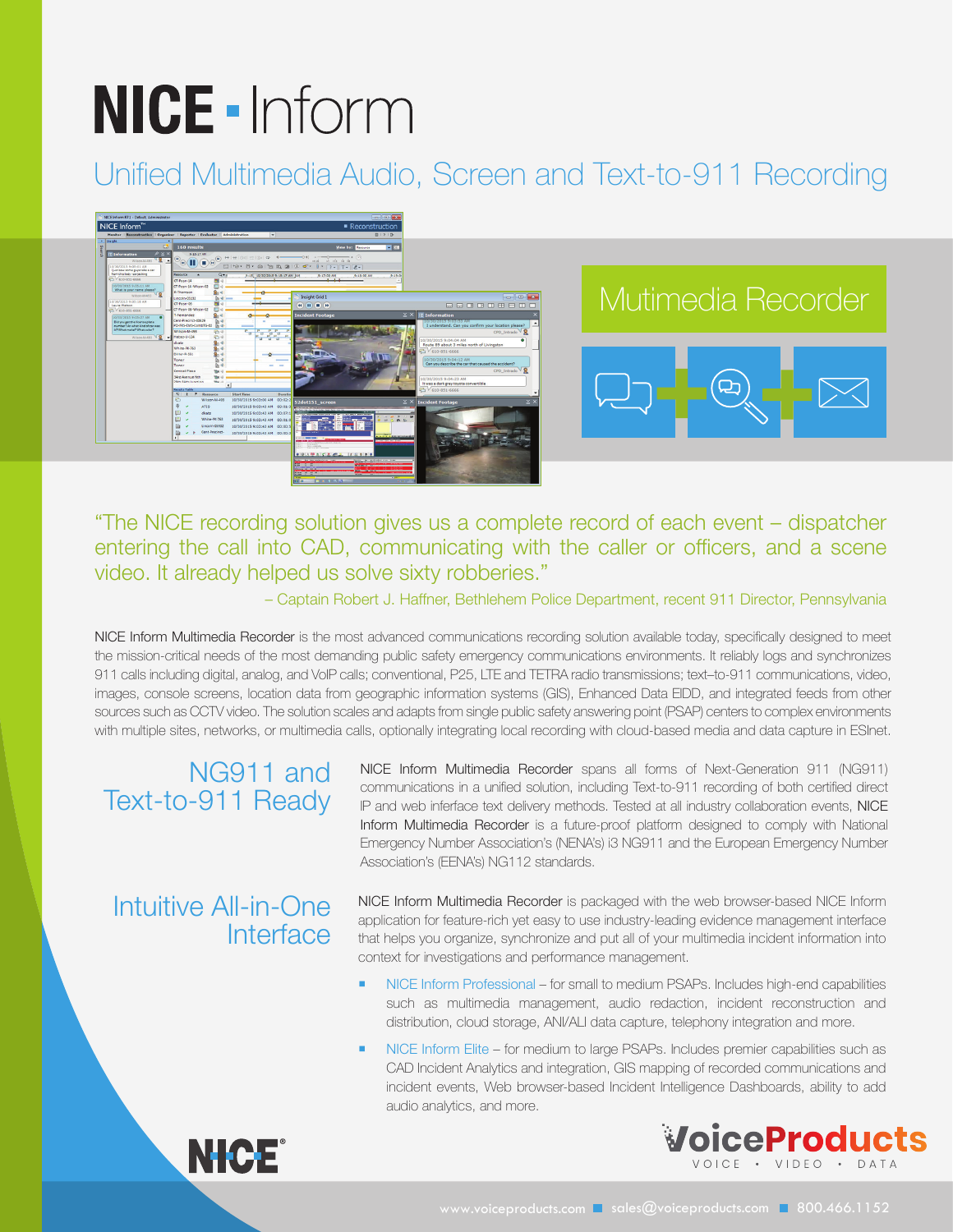# NICE Inform

## Unified Multimedia Audio, Screen and Text-to-911 Recording

Mutimedia Recorder

"The NICE recording solution gives us a complete record of each event – dispatcher entering the call into CAD, communicating with the caller or officers, and a scene video. It already helped us solve sixty robberies."

– Captain Robert J. Haffner, Bethlehem Police Department, recent 911 Director, Pennsylvania

NICE Inform Multimedia Recorder is the most advanced communications recording solution available today, specifically designed to meet the mission-critical needs of the most demanding public safety emergency communications environments. It reliably logs and synchronizes 911 calls including digital, analog, and VoIP calls; conventional, P25, LTE and TETRA radio transmissions; text–to-911 communications, video, images, console screens, location data from geographic information systems (GIS), Enhanced Data EIDD, and integrated feeds from other sources such as CCTV video. The solution scales and adapts from single public safety answering point (PSAP) centers to complex environments with multiple sites, networks, or multimedia calls, optionally integrating local recording with cloud-based media and data capture in ESInet.

## NG911 and Text-to-911 Ready

NICE Inform Multimedia Recorder spans all forms of Next-Generation 911 (NG911) communications in a unified solution, including Text-to-911 recording of both certified direct IP and web inferface text delivery methods. Tested at all industry collaboration events, NICE Inform Multimedia Recorder is a future-proof platform designed to comply with National Emergency Number Association's (NENA's) i3 NG911 and the European Emergency Number Association's (EENA's) NG112 standards.

## Intuitive All-in-One Interface

NICE Inform Multimedia Recorder is packaged with the web browser-based NICE Inform application for feature-rich yet easy to use industry-leading evidence management interface that helps you organize, synchronize and put all of your multimedia incident information into context for investigations and performance management.

- NICE Inform Professional – for small to medium PSAPs. Includes high-end capabilities such as multimedia management, audio redaction, incident reconstruction and distribution, cloud storage, ANI/ALI data capture, telephony integration and more.
- NICE Inform Elite – for medium to large PSAPs. Includes premier capabilities such as CAD Incident Analytics and integration, GIS mapping of recorded communications and incident events, Web browser-based Incident Intelligence Dashboards, ability to add audio analytics, and more.

NICE®

VoiceProducts
VOICE • VIDEO • DATA

www.voiceproducts.com ■ sales@voiceproducts.com ■ 800.466.1152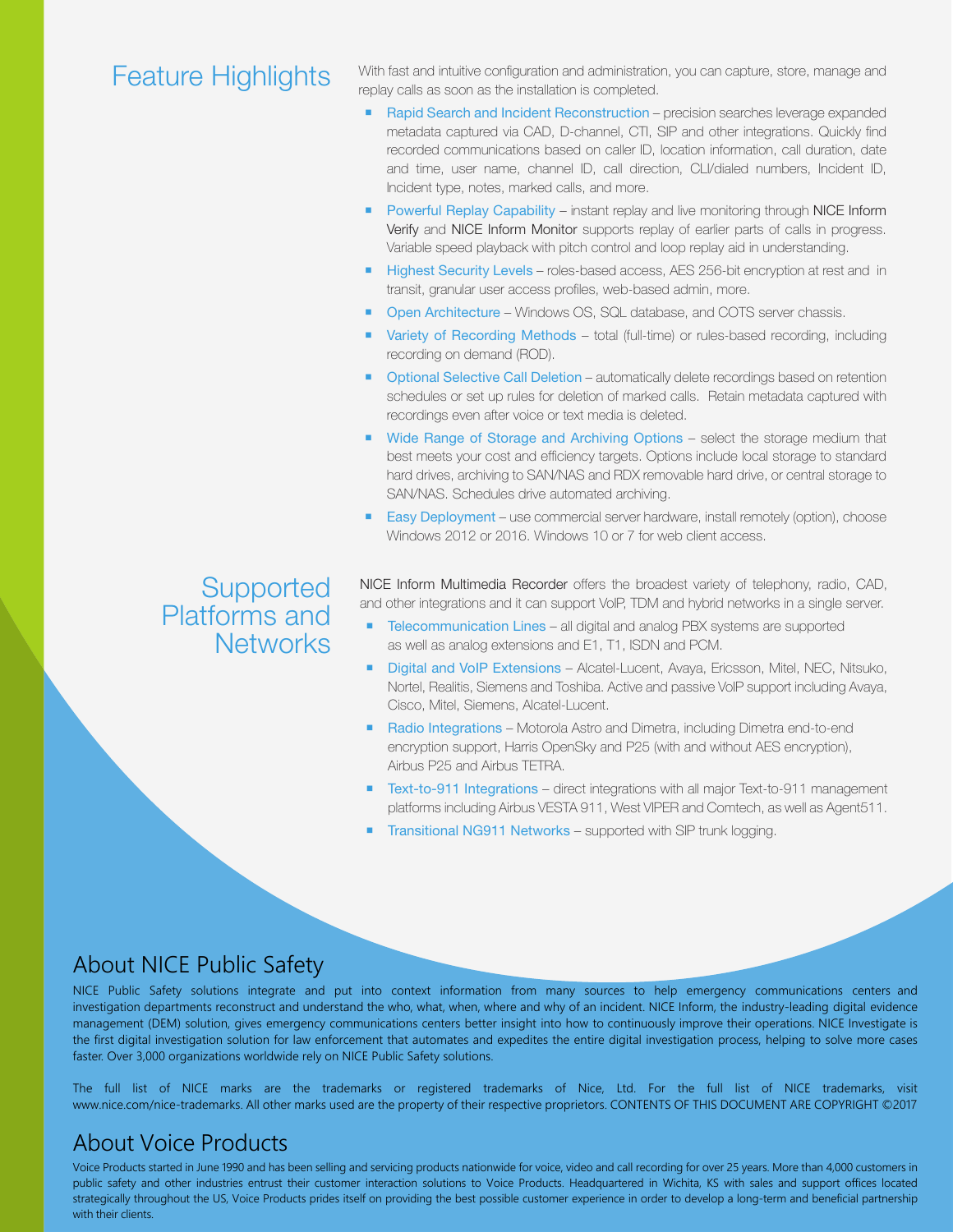## Feature Highlights

With fast and intuitive configuration and administration, you can capture, store, manage and replay calls as soon as the installation is completed.

- Rapid Search and Incident Reconstruction – precision searches leverage expanded metadata captured via CAD, D-channel, CTI, SIP and other integrations. Quickly find recorded communications based on caller ID, location information, call duration, date and time, user name, channel ID, call direction, CLI/dialed numbers, Incident ID, Incident type, notes, marked calls, and more.
- Powerful Replay Capability – instant replay and live monitoring through NICE Inform Verify and NICE Inform Monitor supports replay of earlier parts of calls in progress. Variable speed playback with pitch control and loop replay aid in understanding.
- Highest Security Levels – roles-based access, AES 256-bit encryption at rest and in transit, granular user access profiles, web-based admin, more.
- Open Architecture – Windows OS, SQL database, and COTS server chassis.
- Variety of Recording Methods – total (full-time) or rules-based recording, including recording on demand (ROD).
- Optional Selective Call Deletion – automatically delete recordings based on retention schedules or set up rules for deletion of marked calls. Retain metadata captured with recordings even after voice or text media is deleted.
- Wide Range of Storage and Archiving Options – select the storage medium that best meets your cost and efficiency targets. Options include local storage to standard hard drives, archiving to SAN/NAS and RDX removable hard drive, or central storage to SAN/NAS. Schedules drive automated archiving.
- Easy Deployment – use commercial server hardware, install remotely (option), choose Windows 2012 or 2016. Windows 10 or 7 for web client access.

## Supported Platforms and Networks

NICE Inform Multimedia Recorder offers the broadest variety of telephony, radio, CAD, and other integrations and it can support VoIP, TDM and hybrid networks in a single server.

- Telecommunication Lines – all digital and analog PBX systems are supported as well as analog extensions and E1, T1, ISDN and PCM.
- Digital and VoIP Extensions – Alcatel-Lucent, Avaya, Ericsson, Mitel, NEC, Nitsuko, Nortel, Realitis, Siemens and Toshiba. Active and passive VoIP support including Avaya, Cisco, Mitel, Siemens, Alcatel-Lucent.
- Radio Integrations – Motorola Astro and Dimetra, including Dimetra end-to-end encryption support, Harris OpenSky and P25 (with and without AES encryption), Airbus P25 and Airbus TETRA.
- Text-to-911 Integrations – direct integrations with all major Text-to-911 management platforms including Airbus VESTA 911, West VIPER and Comtech, as well as Agent511.
- Transitional NG911 Networks – supported with SIP trunk logging.

## About NICE Public Safety

NICE Public Safety solutions integrate and put into context information from many sources to help emergency communications centers and investigation departments reconstruct and understand the who, what, when, where and why of an incident. NICE Inform, the industry-leading digital evidence management (DEM) solution, gives emergency communications centers better insight into how to continuously improve their operations. NICE Investigate is the first digital investigation solution for law enforcement that automates and expedites the entire digital investigation process, helping to solve more cases faster. Over 3,000 organizations worldwide rely on NICE Public Safety solutions.

The full list of NICE marks are the trademarks or registered trademarks of Nice, Ltd. For the full list of NICE trademarks, visit www.nice.com/nice-trademarks. All other marks used are the property of their respective proprietors. CONTENTS OF THIS DOCUMENT ARE COPYRIGHT ©2017

## About Voice Products

Voice Products started in June 1990 and has been selling and servicing products nationwide for voice, video and call recording for over 25 years. More than 4,000 customers in public safety and other industries entrust their customer interaction solutions to Voice Products. Headquartered in Wichita, KS with sales and support offices located strategically throughout the US, Voice Products prides itself on providing the best possible customer experience in order to develop a long-term and beneficial partnership with their clients.